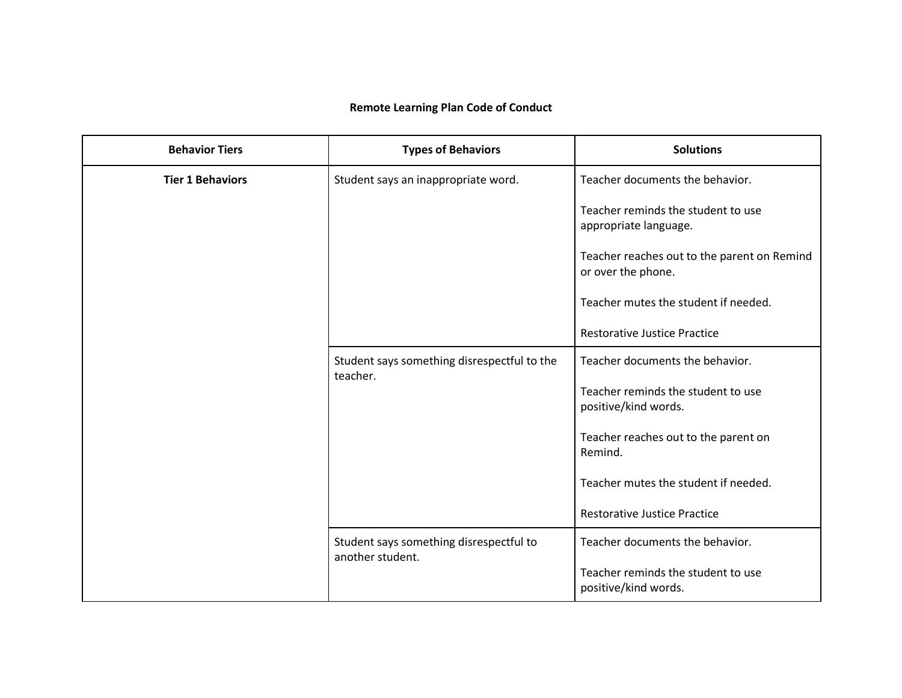# Remote Learning Plan Code of Conduct

| Behavior Tiers | Types of Behaviors | Solutions |
|---|---|---|
| **Tier 1 Behaviors** | Student says an inappropriate word. | Teacher documents the behavior.<br><br>Teacher reminds the student to use appropriate language.<br><br>Teacher reaches out to the parent on Remind or over the phone.<br><br>Teacher mutes the student if needed.<br><br>Restorative Justice Practice |
| | Student says something disrespectful to the teacher. | Teacher documents the behavior.<br><br>Teacher reminds the student to use positive/kind words.<br><br>Teacher reaches out to the parent on Remind.<br><br>Teacher mutes the student if needed.<br><br>Restorative Justice Practice |
| | Student says something disrespectful to another student. | Teacher documents the behavior.<br><br>Teacher reminds the student to use positive/kind words. |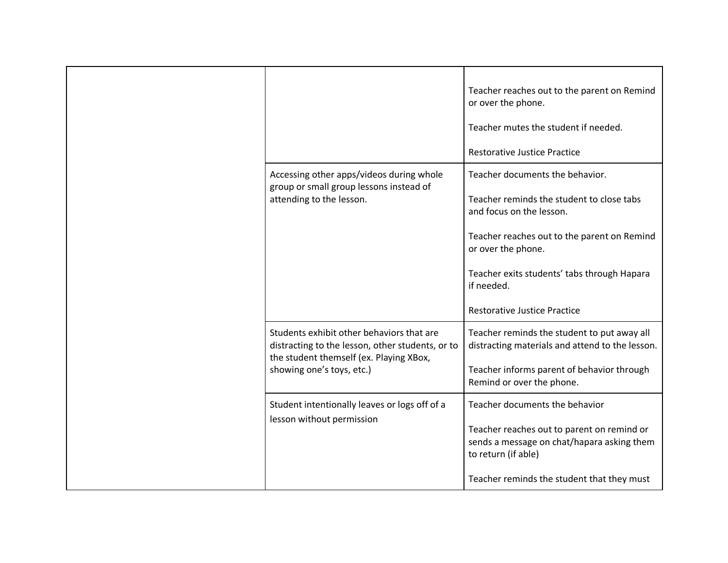| | | |
|---|---|---|
| | | Teacher reaches out to the parent on Remind or over the phone.<br><br>Teacher mutes the student if needed.<br><br>Restorative Justice Practice |
| | Accessing other apps/videos during whole group or small group lessons instead of attending to the lesson. | Teacher documents the behavior.<br><br>Teacher reminds the student to close tabs and focus on the lesson.<br><br>Teacher reaches out to the parent on Remind or over the phone.<br><br>Teacher exits students' tabs through Hapara if needed.<br><br>Restorative Justice Practice |
| | Students exhibit other behaviors that are distracting to the lesson, other students, or to the student themself (ex. Playing XBox, showing one's toys, etc.) | Teacher reminds the student to put away all distracting materials and attend to the lesson.<br><br>Teacher informs parent of behavior through Remind or over the phone. |
| | Student intentionally leaves or logs off of a lesson without permission | Teacher documents the behavior<br><br>Teacher reaches out to parent on remind or sends a message on chat/hapara asking them to return (if able)<br><br>Teacher reminds the student that they must |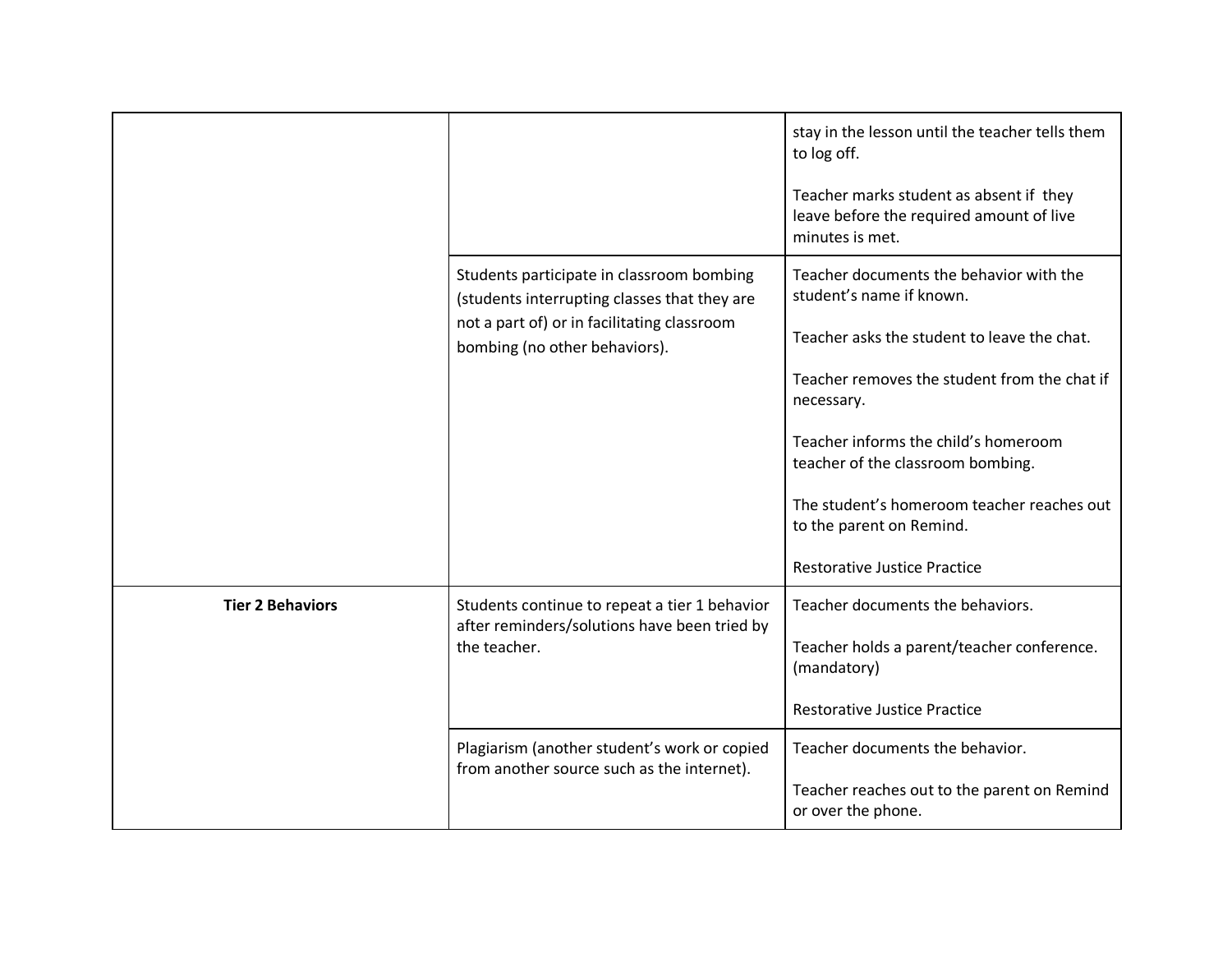| | | |
|---|---|---|
| | | stay in the lesson until the teacher tells them to log off.<br><br>Teacher marks student as absent if they leave before the required amount of live minutes is met. |
| | Students participate in classroom bombing (students interrupting classes that they are not a part of) or in facilitating classroom bombing (no other behaviors). | Teacher documents the behavior with the student's name if known.<br><br>Teacher asks the student to leave the chat.<br><br>Teacher removes the student from the chat if necessary.<br><br>Teacher informs the child's homeroom teacher of the classroom bombing.<br><br>The student's homeroom teacher reaches out to the parent on Remind.<br><br>Restorative Justice Practice |
| **Tier 2 Behaviors** | Students continue to repeat a tier 1 behavior after reminders/solutions have been tried by the teacher. | Teacher documents the behaviors.<br><br>Teacher holds a parent/teacher conference. (mandatory)<br><br>Restorative Justice Practice |
| | Plagiarism (another student's work or copied from another source such as the internet). | Teacher documents the behavior.<br><br>Teacher reaches out to the parent on Remind or over the phone. |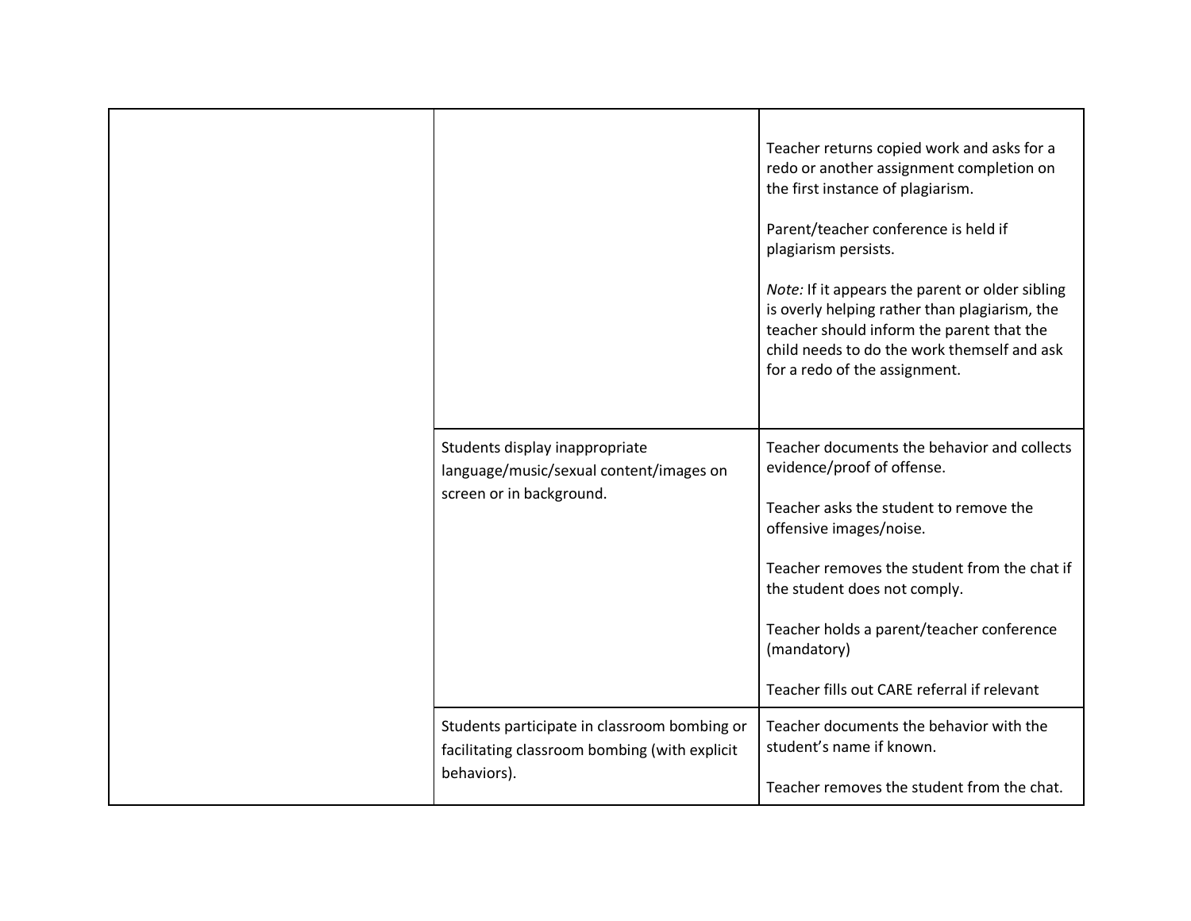| | | |
|---|---|---|
| | | Teacher returns copied work and asks for a redo or another assignment completion on the first instance of plagiarism.<br><br>Parent/teacher conference is held if plagiarism persists.<br><br>*Note:* If it appears the parent or older sibling is overly helping rather than plagiarism, the teacher should inform the parent that the child needs to do the work themself and ask for a redo of the assignment. |
| | Students display inappropriate language/music/sexual content/images on screen or in background. | Teacher documents the behavior and collects evidence/proof of offense.<br><br>Teacher asks the student to remove the offensive images/noise.<br><br>Teacher removes the student from the chat if the student does not comply.<br><br>Teacher holds a parent/teacher conference (mandatory)<br><br>Teacher fills out CARE referral if relevant |
| | Students participate in classroom bombing or facilitating classroom bombing (with explicit behaviors). | Teacher documents the behavior with the student's name if known.<br><br>Teacher removes the student from the chat. |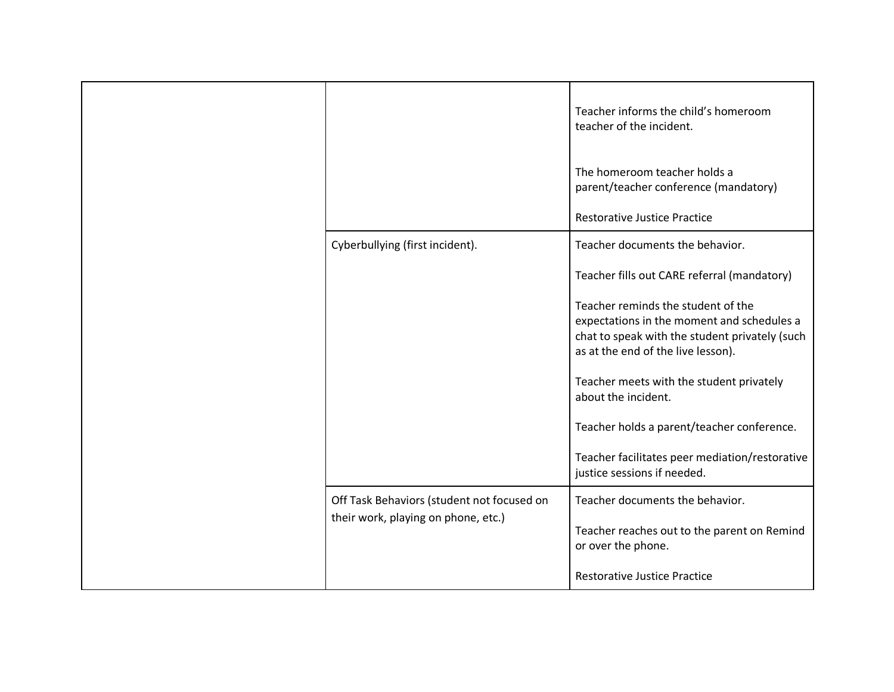| | | |
|---|---|---|
| | | Teacher informs the child's homeroom teacher of the incident.<br><br>The homeroom teacher holds a parent/teacher conference (mandatory)<br><br>Restorative Justice Practice |
| | Cyberbullying (first incident). | Teacher documents the behavior.<br><br>Teacher fills out CARE referral (mandatory)<br><br>Teacher reminds the student of the expectations in the moment and schedules a chat to speak with the student privately (such as at the end of the live lesson).<br><br>Teacher meets with the student privately about the incident.<br><br>Teacher holds a parent/teacher conference.<br><br>Teacher facilitates peer mediation/restorative justice sessions if needed. |
| | Off Task Behaviors (student not focused on their work, playing on phone, etc.) | Teacher documents the behavior.<br><br>Teacher reaches out to the parent on Remind or over the phone.<br><br>Restorative Justice Practice |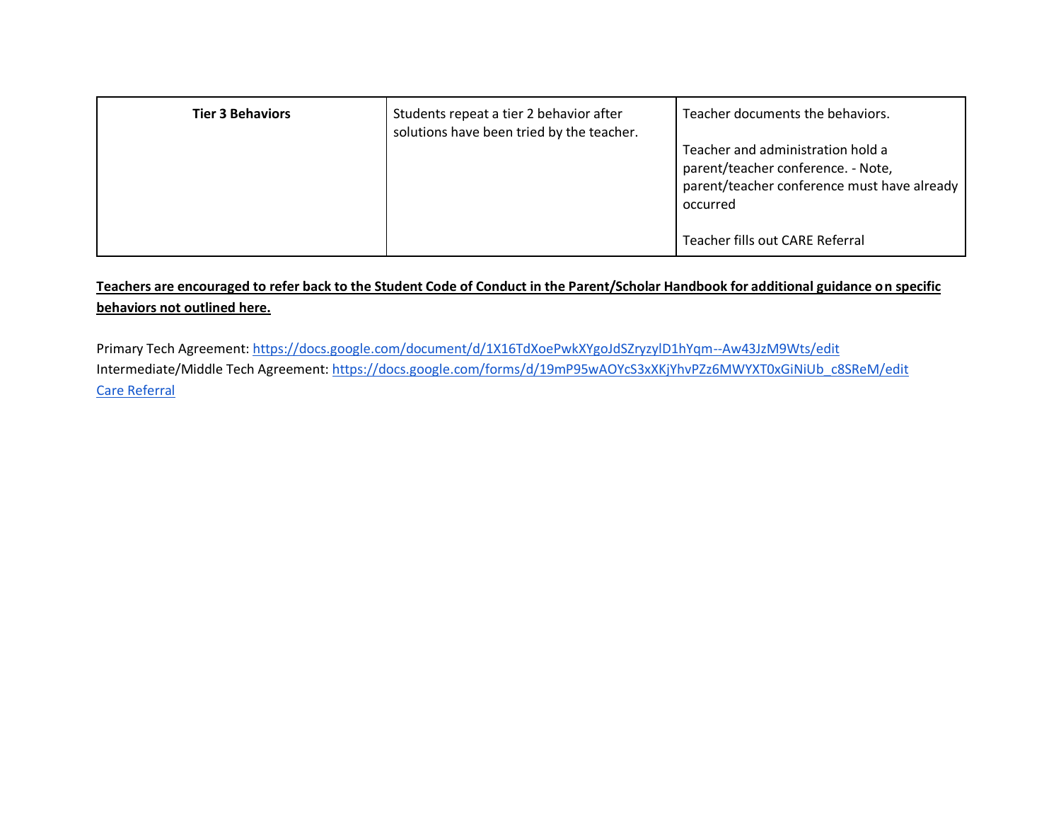| | | |
|---|---|---|
| **Tier 3 Behaviors** | Students repeat a tier 2 behavior after solutions have been tried by the teacher. | Teacher documents the behaviors.<br><br>Teacher and administration hold a parent/teacher conference. - Note, parent/teacher conference must have already occurred<br><br>Teacher fills out CARE Referral |

**Teachers are encouraged to refer back to the Student Code of Conduct in the Parent/Scholar Handbook for additional guidance on specific behaviors not outlined here.**

Primary Tech Agreement: https://docs.google.com/document/d/1X16TdXoePwkXYgoJdSZryzylD1hYqm--Aw43JzM9Wts/edit
Intermediate/Middle Tech Agreement: https://docs.google.com/forms/d/19mP95wAOYcS3xXKjYhvPZz6MWYXT0xGiNiUb_c8SReM/edit
Care Referral